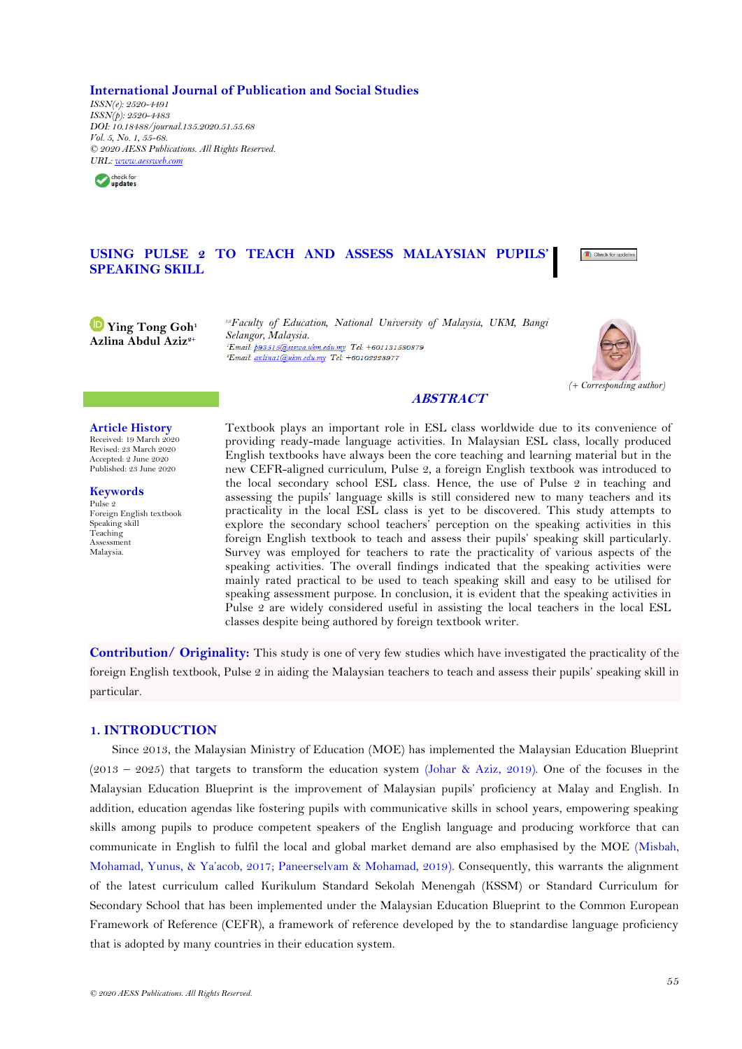International Journal of Publication and Social Studies
*ISSN(e): 2520-4491*
*ISSN(p): 2520-4483*
*DOI: 10.18488/journal.135.2020.51.55.68*
*Vol. 5, No. 1, 55-68.*
*© 2020 AESS Publications. All Rights Reserved.*
*URL: www.aessweb.com*

# USING PULSE 2 TO TEACH AND ASSESS MALAYSIAN PUPILS' SPEAKING SKILL

**Ying Tong Goh**[1]
**Azlina Abdul Aziz**[2+]

[1,2]*Faculty of Education, National University of Malaysia, UKM, Bangi Selangor, Malaysia.*
[1]*Email: p93515@siswa.ukm.edu.my Tel: +601131580879*
[2]*Email: azlina1@ukm.edu.my Tel: +60102228977*

*(+ Corresponding author)*

**Article History**
Received: 19 March 2020
Revised: 23 March 2020
Accepted: 2 June 2020
Published: 23 June 2020

**Keywords**
Pulse 2
Foreign English textbook
Speaking skill
Teaching
Assessment
Malaysia.

## *ABSTRACT*

Textbook plays an important role in ESL class worldwide due to its convenience of providing ready-made language activities. In Malaysian ESL class, locally produced English textbooks have always been the core teaching and learning material but in the new CEFR-aligned curriculum, Pulse 2, a foreign English textbook was introduced to the local secondary school ESL class. Hence, the use of Pulse 2 in teaching and assessing the pupils' language skills is still considered new to many teachers and its practicality in the local ESL class is yet to be discovered. This study attempts to explore the secondary school teachers' perception on the speaking activities in this foreign English textbook to teach and assess their pupils' speaking skill particularly. Survey was employed for teachers to rate the practicality of various aspects of the speaking activities. The overall findings indicated that the speaking activities were mainly rated practical to be used to teach speaking skill and easy to be utilised for speaking assessment purpose. In conclusion, it is evident that the speaking activities in Pulse 2 are widely considered useful in assisting the local teachers in the local ESL classes despite being authored by foreign textbook writer.

**Contribution/ Originality:** This study is one of very few studies which have investigated the practicality of the foreign English textbook, Pulse 2 in aiding the Malaysian teachers to teach and assess their pupils' speaking skill in particular.

## 1. INTRODUCTION

Since 2013, the Malaysian Ministry of Education (MOE) has implemented the Malaysian Education Blueprint (2013 – 2025) that targets to transform the education system (Johar & Aziz, 2019). One of the focuses in the Malaysian Education Blueprint is the improvement of Malaysian pupils' proficiency at Malay and English. In addition, education agendas like fostering pupils with communicative skills in school years, empowering speaking skills among pupils to produce competent speakers of the English language and producing workforce that can communicate in English to fulfil the local and global market demand are also emphasised by the MOE (Misbah, Mohamad, Yunus, & Ya'acob, 2017; Paneerselvam & Mohamad, 2019). Consequently, this warrants the alignment of the latest curriculum called Kurikulum Standard Sekolah Menengah (KSSM) or Standard Curriculum for Secondary School that has been implemented under the Malaysian Education Blueprint to the Common European Framework of Reference (CEFR), a framework of reference developed by the to standardise language proficiency that is adopted by many countries in their education system.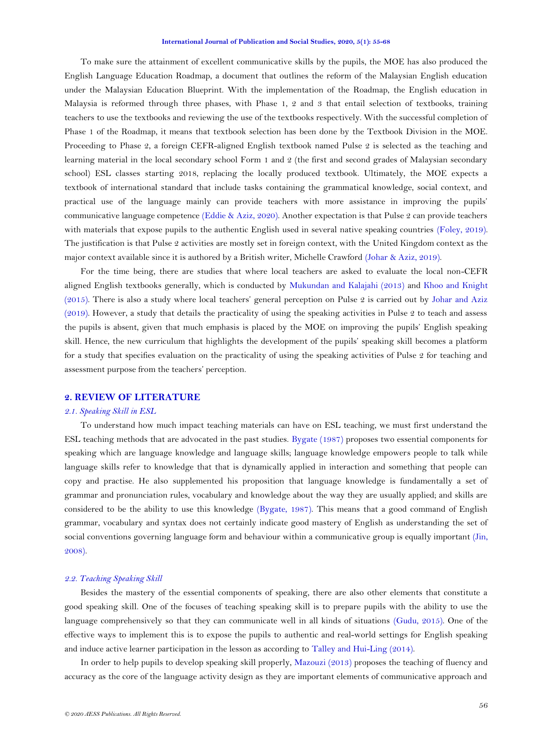To make sure the attainment of excellent communicative skills by the pupils, the MOE has also produced the English Language Education Roadmap, a document that outlines the reform of the Malaysian English education under the Malaysian Education Blueprint. With the implementation of the Roadmap, the English education in Malaysia is reformed through three phases, with Phase 1, 2 and 3 that entail selection of textbooks, training teachers to use the textbooks and reviewing the use of the textbooks respectively. With the successful completion of Phase 1 of the Roadmap, it means that textbook selection has been done by the Textbook Division in the MOE. Proceeding to Phase 2, a foreign CEFR-aligned English textbook named Pulse 2 is selected as the teaching and learning material in the local secondary school Form 1 and 2 (the first and second grades of Malaysian secondary school) ESL classes starting 2018, replacing the locally produced textbook. Ultimately, the MOE expects a textbook of international standard that include tasks containing the grammatical knowledge, social context, and practical use of the language mainly can provide teachers with more assistance in improving the pupils' communicative language competence (Eddie & Aziz, 2020). Another expectation is that Pulse 2 can provide teachers with materials that expose pupils to the authentic English used in several native speaking countries (Foley, 2019). The justification is that Pulse 2 activities are mostly set in foreign context, with the United Kingdom context as the major context available since it is authored by a British writer, Michelle Crawford (Johar & Aziz, 2019).

For the time being, there are studies that where local teachers are asked to evaluate the local non-CEFR aligned English textbooks generally, which is conducted by Mukundan and Kalajahi (2013) and Khoo and Knight (2015). There is also a study where local teachers' general perception on Pulse 2 is carried out by Johar and Aziz (2019). However, a study that details the practicality of using the speaking activities in Pulse 2 to teach and assess the pupils is absent, given that much emphasis is placed by the MOE on improving the pupils' English speaking skill. Hence, the new curriculum that highlights the development of the pupils' speaking skill becomes a platform for a study that specifies evaluation on the practicality of using the speaking activities of Pulse 2 for teaching and assessment purpose from the teachers' perception.

## 2. REVIEW OF LITERATURE

### *2.1. Speaking Skill in ESL*

To understand how much impact teaching materials can have on ESL teaching, we must first understand the ESL teaching methods that are advocated in the past studies. Bygate (1987) proposes two essential components for speaking which are language knowledge and language skills; language knowledge empowers people to talk while language skills refer to knowledge that that is dynamically applied in interaction and something that people can copy and practise. He also supplemented his proposition that language knowledge is fundamentally a set of grammar and pronunciation rules, vocabulary and knowledge about the way they are usually applied; and skills are considered to be the ability to use this knowledge (Bygate, 1987). This means that a good command of English grammar, vocabulary and syntax does not certainly indicate good mastery of English as understanding the set of social conventions governing language form and behaviour within a communicative group is equally important (Jin, 2008).

### *2.2. Teaching Speaking Skill*

Besides the mastery of the essential components of speaking, there are also other elements that constitute a good speaking skill. One of the focuses of teaching speaking skill is to prepare pupils with the ability to use the language comprehensively so that they can communicate well in all kinds of situations (Gudu, 2015). One of the effective ways to implement this is to expose the pupils to authentic and real-world settings for English speaking and induce active learner participation in the lesson as according to Talley and Hui-Ling (2014).

In order to help pupils to develop speaking skill properly, Mazouzi (2013) proposes the teaching of fluency and accuracy as the core of the language activity design as they are important elements of communicative approach and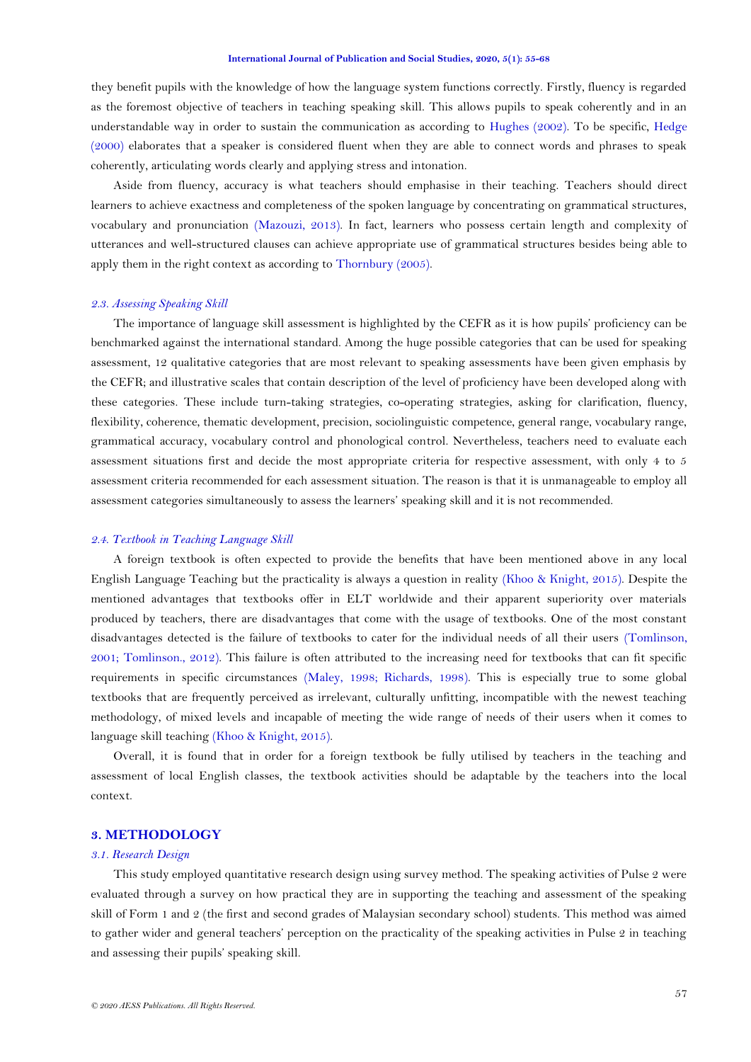they benefit pupils with the knowledge of how the language system functions correctly. Firstly, fluency is regarded as the foremost objective of teachers in teaching speaking skill. This allows pupils to speak coherently and in an understandable way in order to sustain the communication as according to Hughes (2002). To be specific, Hedge (2000) elaborates that a speaker is considered fluent when they are able to connect words and phrases to speak coherently, articulating words clearly and applying stress and intonation.

Aside from fluency, accuracy is what teachers should emphasise in their teaching. Teachers should direct learners to achieve exactness and completeness of the spoken language by concentrating on grammatical structures, vocabulary and pronunciation (Mazouzi, 2013). In fact, learners who possess certain length and complexity of utterances and well-structured clauses can achieve appropriate use of grammatical structures besides being able to apply them in the right context as according to Thornbury (2005).

### *2.3. Assessing Speaking Skill*

The importance of language skill assessment is highlighted by the CEFR as it is how pupils' proficiency can be benchmarked against the international standard. Among the huge possible categories that can be used for speaking assessment, 12 qualitative categories that are most relevant to speaking assessments have been given emphasis by the CEFR; and illustrative scales that contain description of the level of proficiency have been developed along with these categories. These include turn-taking strategies, co-operating strategies, asking for clarification, fluency, flexibility, coherence, thematic development, precision, sociolinguistic competence, general range, vocabulary range, grammatical accuracy, vocabulary control and phonological control. Nevertheless, teachers need to evaluate each assessment situations first and decide the most appropriate criteria for respective assessment, with only 4 to 5 assessment criteria recommended for each assessment situation. The reason is that it is unmanageable to employ all assessment categories simultaneously to assess the learners' speaking skill and it is not recommended.

### *2.4. Textbook in Teaching Language Skill*

A foreign textbook is often expected to provide the benefits that have been mentioned above in any local English Language Teaching but the practicality is always a question in reality (Khoo & Knight, 2015). Despite the mentioned advantages that textbooks offer in ELT worldwide and their apparent superiority over materials produced by teachers, there are disadvantages that come with the usage of textbooks. One of the most constant disadvantages detected is the failure of textbooks to cater for the individual needs of all their users (Tomlinson, 2001; Tomlinson., 2012). This failure is often attributed to the increasing need for textbooks that can fit specific requirements in specific circumstances (Maley, 1998; Richards, 1998). This is especially true to some global textbooks that are frequently perceived as irrelevant, culturally unfitting, incompatible with the newest teaching methodology, of mixed levels and incapable of meeting the wide range of needs of their users when it comes to language skill teaching (Khoo & Knight, 2015).

Overall, it is found that in order for a foreign textbook be fully utilised by teachers in the teaching and assessment of local English classes, the textbook activities should be adaptable by the teachers into the local context.

## 3. METHODOLOGY

### *3.1. Research Design*

This study employed quantitative research design using survey method. The speaking activities of Pulse 2 were evaluated through a survey on how practical they are in supporting the teaching and assessment of the speaking skill of Form 1 and 2 (the first and second grades of Malaysian secondary school) students. This method was aimed to gather wider and general teachers' perception on the practicality of the speaking activities in Pulse 2 in teaching and assessing their pupils' speaking skill.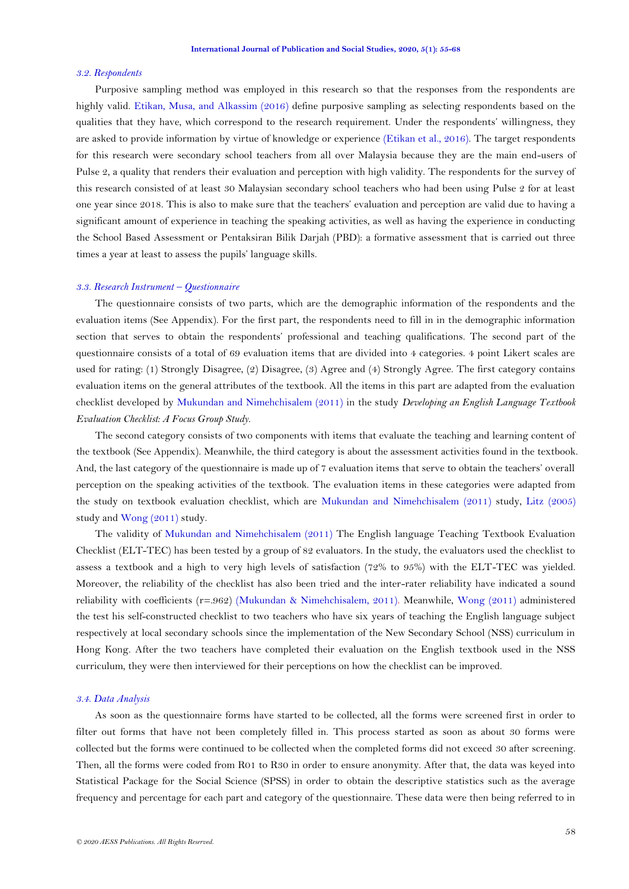### 3.2. Respondents

Purposive sampling method was employed in this research so that the responses from the respondents are highly valid. Etikan, Musa, and Alkassim (2016) define purposive sampling as selecting respondents based on the qualities that they have, which correspond to the research requirement. Under the respondents' willingness, they are asked to provide information by virtue of knowledge or experience (Etikan et al., 2016). The target respondents for this research were secondary school teachers from all over Malaysia because they are the main end-users of Pulse 2, a quality that renders their evaluation and perception with high validity. The respondents for the survey of this research consisted of at least 30 Malaysian secondary school teachers who had been using Pulse 2 for at least one year since 2018. This is also to make sure that the teachers' evaluation and perception are valid due to having a significant amount of experience in teaching the speaking activities, as well as having the experience in conducting the School Based Assessment or Pentaksiran Bilik Darjah (PBD): a formative assessment that is carried out three times a year at least to assess the pupils' language skills.

### 3.3. Research Instrument – Questionnaire

The questionnaire consists of two parts, which are the demographic information of the respondents and the evaluation items (See Appendix). For the first part, the respondents need to fill in in the demographic information section that serves to obtain the respondents' professional and teaching qualifications. The second part of the questionnaire consists of a total of 69 evaluation items that are divided into 4 categories. 4 point Likert scales are used for rating: (1) Strongly Disagree, (2) Disagree, (3) Agree and (4) Strongly Agree. The first category contains evaluation items on the general attributes of the textbook. All the items in this part are adapted from the evaluation checklist developed by Mukundan and Nimehchisalem (2011) in the study *Developing an English Language Textbook Evaluation Checklist: A Focus Group Study.*

The second category consists of two components with items that evaluate the teaching and learning content of the textbook (See Appendix). Meanwhile, the third category is about the assessment activities found in the textbook. And, the last category of the questionnaire is made up of 7 evaluation items that serve to obtain the teachers' overall perception on the speaking activities of the textbook. The evaluation items in these categories were adapted from the study on textbook evaluation checklist, which are Mukundan and Nimehchisalem (2011) study, Litz (2005) study and Wong (2011) study.

The validity of Mukundan and Nimehchisalem (2011) The English language Teaching Textbook Evaluation Checklist (ELT-TEC) has been tested by a group of 82 evaluators. In the study, the evaluators used the checklist to assess a textbook and a high to very high levels of satisfaction (72% to 95%) with the ELT-TEC was yielded. Moreover, the reliability of the checklist has also been tried and the inter-rater reliability have indicated a sound reliability with coefficients (r=.962) (Mukundan & Nimehchisalem, 2011). Meanwhile, Wong (2011) administered the test his self-constructed checklist to two teachers who have six years of teaching the English language subject respectively at local secondary schools since the implementation of the New Secondary School (NSS) curriculum in Hong Kong. After the two teachers have completed their evaluation on the English textbook used in the NSS curriculum, they were then interviewed for their perceptions on how the checklist can be improved.

### 3.4. Data Analysis

As soon as the questionnaire forms have started to be collected, all the forms were screened first in order to filter out forms that have not been completely filled in. This process started as soon as about 30 forms were collected but the forms were continued to be collected when the completed forms did not exceed 30 after screening. Then, all the forms were coded from R01 to R30 in order to ensure anonymity. After that, the data was keyed into Statistical Package for the Social Science (SPSS) in order to obtain the descriptive statistics such as the average frequency and percentage for each part and category of the questionnaire. These data were then being referred to in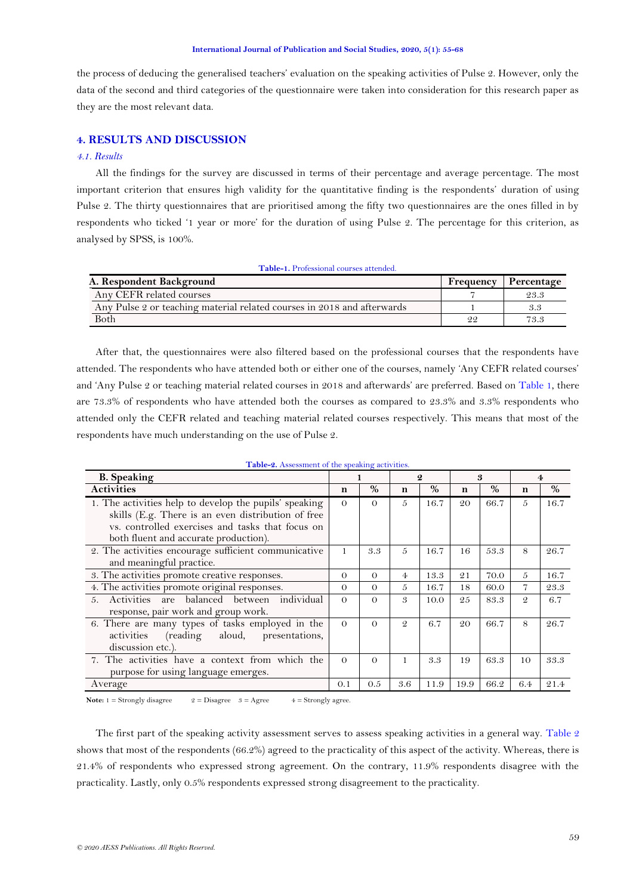the process of deducing the generalised teachers' evaluation on the speaking activities of Pulse 2. However, only the data of the second and third categories of the questionnaire were taken into consideration for this research paper as they are the most relevant data.

## 4. RESULTS AND DISCUSSION

### *4.1. Results*

All the findings for the survey are discussed in terms of their percentage and average percentage. The most important criterion that ensures high validity for the quantitative finding is the respondents' duration of using Pulse 2. The thirty questionnaires that are prioritised among the fifty two questionnaires are the ones filled in by respondents who ticked '1 year or more' for the duration of using Pulse 2. The percentage for this criterion, as analysed by SPSS, is 100%.

**Table-1.** Professional courses attended.

| A. Respondent Background | Frequency | Percentage |
|---|---|---|
| Any CEFR related courses | 7 | 23.3 |
| Any Pulse 2 or teaching material related courses in 2018 and afterwards | 1 | 3.3 |
| Both | 22 | 73.3 |

After that, the questionnaires were also filtered based on the professional courses that the respondents have attended. The respondents who have attended both or either one of the courses, namely 'Any CEFR related courses' and 'Any Pulse 2 or teaching material related courses in 2018 and afterwards' are preferred. Based on Table 1, there are 73.3% of respondents who have attended both the courses as compared to 23.3% and 3.3% respondents who attended only the CEFR related and teaching material related courses respectively. This means that most of the respondents have much understanding on the use of Pulse 2.

**Table-2.** Assessment of the speaking activities.

| B. Speaking | 1 | | 2 | | 3 | | 4 | |
|---|---|---|---|---|---|---|---|---|
| Activities | n | % | n | % | n | % | n | % |
| 1. The activities help to develop the pupils' speaking skills (E.g. There is an even distribution of free vs. controlled exercises and tasks that focus on both fluent and accurate production). | 0 | 0 | 5 | 16.7 | 20 | 66.7 | 5 | 16.7 |
| 2. The activities encourage sufficient communicative and meaningful practice. | 1 | 3.3 | 5 | 16.7 | 16 | 53.3 | 8 | 26.7 |
| 3. The activities promote creative responses. | 0 | 0 | 4 | 13.3 | 21 | 70.0 | 5 | 16.7 |
| 4. The activities promote original responses. | 0 | 0 | 5 | 16.7 | 18 | 60.0 | 7 | 23.3 |
| 5. Activities are balanced between individual response, pair work and group work. | 0 | 0 | 3 | 10.0 | 25 | 83.3 | 2 | 6.7 |
| 6. There are many types of tasks employed in the activities (reading aloud, presentations, discussion etc.). | 0 | 0 | 2 | 6.7 | 20 | 66.7 | 8 | 26.7 |
| 7. The activities have a context from which the purpose for using language emerges. | 0 | 0 | 1 | 3.3 | 19 | 63.3 | 10 | 33.3 |
| Average | 0.1 | 0.5 | 3.6 | 11.9 | 19.9 | 66.2 | 6.4 | 21.4 |

**Note:** 1 = Strongly disagree 2 = Disagree 3 = Agree 4 = Strongly agree.

The first part of the speaking activity assessment serves to assess speaking activities in a general way. Table 2 shows that most of the respondents (66.2%) agreed to the practicality of this aspect of the activity. Whereas, there is 21.4% of respondents who expressed strong agreement. On the contrary, 11.9% respondents disagree with the practicality. Lastly, only 0.5% respondents expressed strong disagreement to the practicality.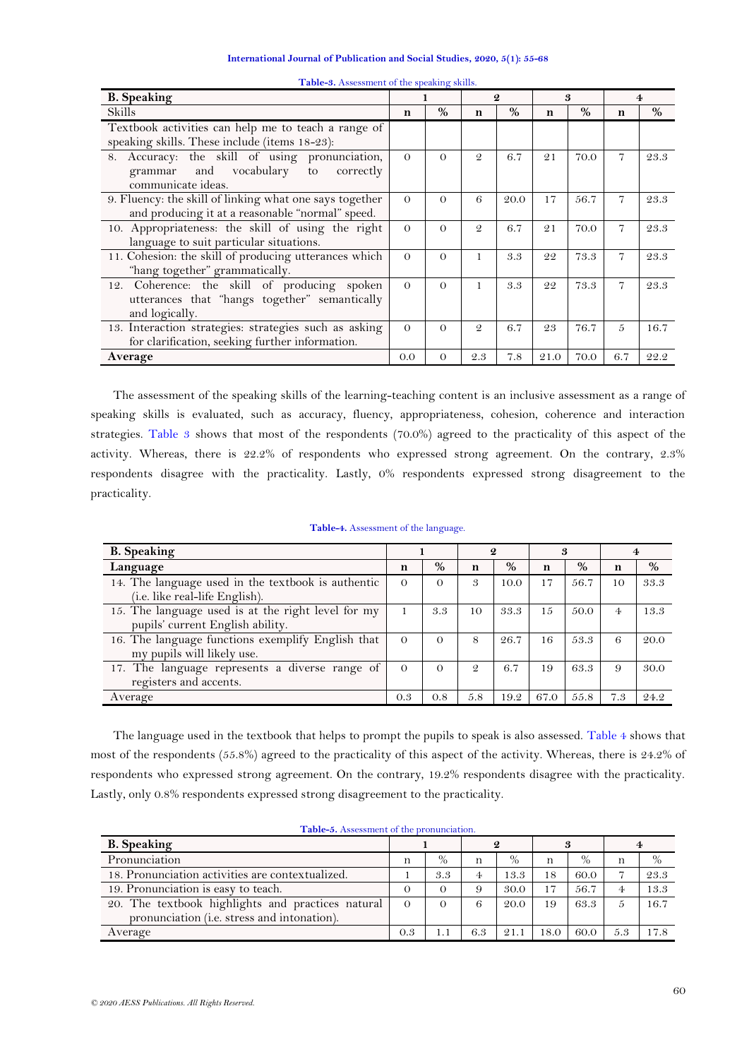**Table-3.** Assessment of the speaking skills.

| **B. Speaking** | 1 | | 2 | | 3 | | 4 | |
|---|---|---|---|---|---|---|---|---|
| Skills | n | % | n | % | n | % | n | % |
| Textbook activities can help me to teach a range of speaking skills. These include (items 18-23): | | | | | | | | |
| 8. Accuracy: the skill of using pronunciation, grammar and vocabulary to correctly communicate ideas. | 0 | 0 | 2 | 6.7 | 21 | 70.0 | 7 | 23.3 |
| 9. Fluency: the skill of linking what one says together and producing it at a reasonable "normal" speed. | 0 | 0 | 6 | 20.0 | 17 | 56.7 | 7 | 23.3 |
| 10. Appropriateness: the skill of using the right language to suit particular situations. | 0 | 0 | 2 | 6.7 | 21 | 70.0 | 7 | 23.3 |
| 11. Cohesion: the skill of producing utterances which "hang together" grammatically. | 0 | 0 | 1 | 3.3 | 22 | 73.3 | 7 | 23.3 |
| 12. Coherence: the skill of producing spoken utterances that "hangs together" semantically and logically. | 0 | 0 | 1 | 3.3 | 22 | 73.3 | 7 | 23.3 |
| 13. Interaction strategies: strategies such as asking for clarification, seeking further information. | 0 | 0 | 2 | 6.7 | 23 | 76.7 | 5 | 16.7 |
| **Average** | 0.0 | 0 | 2.3 | 7.8 | 21.0 | 70.0 | 6.7 | 22.2 |

The assessment of the speaking skills of the learning-teaching content is an inclusive assessment as a range of speaking skills is evaluated, such as accuracy, fluency, appropriateness, cohesion, coherence and interaction strategies. Table 3 shows that most of the respondents (70.0%) agreed to the practicality of this aspect of the activity. Whereas, there is 22.2% of respondents who expressed strong agreement. On the contrary, 2.3% respondents disagree with the practicality. Lastly, 0% respondents expressed strong disagreement to the practicality.

**Table-4.** Assessment of the language.

| **B. Speaking** | 1 | | 2 | | 3 | | 4 | |
|---|---|---|---|---|---|---|---|---|
| **Language** | n | % | n | % | n | % | n | % |
| 14. The language used in the textbook is authentic (i.e. like real-life English). | 0 | 0 | 3 | 10.0 | 17 | 56.7 | 10 | 33.3 |
| 15. The language used is at the right level for my pupils' current English ability. | 1 | 3.3 | 10 | 33.3 | 15 | 50.0 | 4 | 13.3 |
| 16. The language functions exemplify English that my pupils will likely use. | 0 | 0 | 8 | 26.7 | 16 | 53.3 | 6 | 20.0 |
| 17. The language represents a diverse range of registers and accents. | 0 | 0 | 2 | 6.7 | 19 | 63.3 | 9 | 30.0 |
| Average | 0.3 | 0.8 | 5.8 | 19.2 | 67.0 | 55.8 | 7.3 | 24.2 |

The language used in the textbook that helps to prompt the pupils to speak is also assessed. Table 4 shows that most of the respondents (55.8%) agreed to the practicality of this aspect of the activity. Whereas, there is 24.2% of respondents who expressed strong agreement. On the contrary, 19.2% respondents disagree with the practicality. Lastly, only 0.8% respondents expressed strong disagreement to the practicality.

**Table-5.** Assessment of the pronunciation.

| **B. Speaking** | 1 | | 2 | | 3 | | 4 | |
|---|---|---|---|---|---|---|---|---|
| Pronunciation | n | % | n | % | n | % | n | % |
| 18. Pronunciation activities are contextualized. | 1 | 3.3 | 4 | 13.3 | 18 | 60.0 | 7 | 23.3 |
| 19. Pronunciation is easy to teach. | 0 | 0 | 9 | 30.0 | 17 | 56.7 | 4 | 13.3 |
| 20. The textbook highlights and practices natural pronunciation (i.e. stress and intonation). | 0 | 0 | 6 | 20.0 | 19 | 63.3 | 5 | 16.7 |
| Average | 0.3 | 1.1 | 6.3 | 21.1 | 18.0 | 60.0 | 5.3 | 17.8 |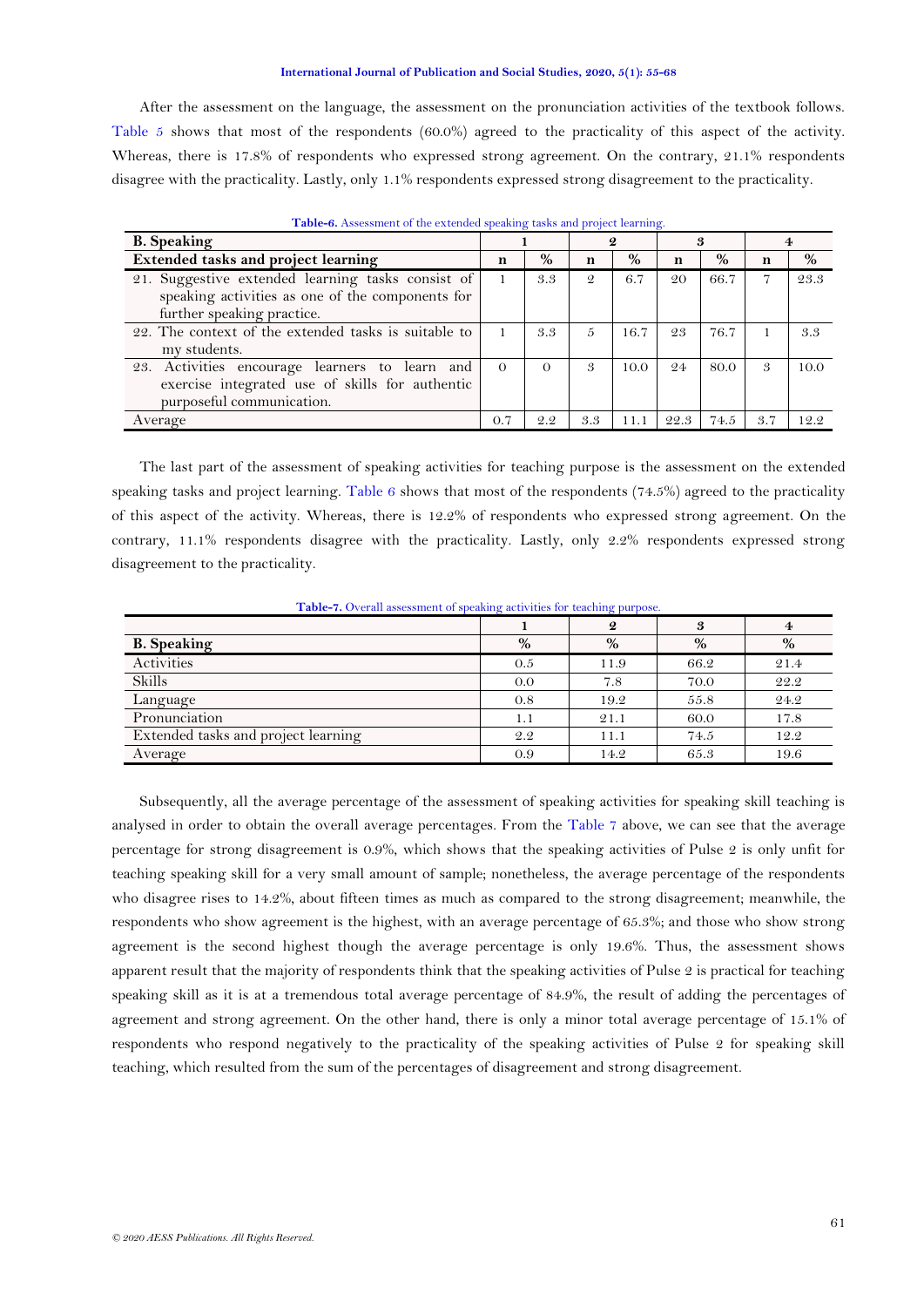After the assessment on the language, the assessment on the pronunciation activities of the textbook follows. Table 5 shows that most of the respondents (60.0%) agreed to the practicality of this aspect of the activity. Whereas, there is 17.8% of respondents who expressed strong agreement. On the contrary, 21.1% respondents disagree with the practicality. Lastly, only 1.1% respondents expressed strong disagreement to the practicality.

**Table-6.** Assessment of the extended speaking tasks and project learning.

| **B. Speaking** | 1 | | 2 | | 3 | | 4 | |
|---|---|---|---|---|---|---|---|---|
| **Extended tasks and project learning** | n | % | n | % | n | % | n | % |
| 21. Suggestive extended learning tasks consist of speaking activities as one of the components for further speaking practice. | 1 | 3.3 | 2 | 6.7 | 20 | 66.7 | 7 | 23.3 |
| 22. The context of the extended tasks is suitable to my students. | 1 | 3.3 | 5 | 16.7 | 23 | 76.7 | 1 | 3.3 |
| 23. Activities encourage learners to learn and exercise integrated use of skills for authentic purposeful communication. | 0 | 0 | 3 | 10.0 | 24 | 80.0 | 3 | 10.0 |
| Average | 0.7 | 2.2 | 3.3 | 11.1 | 22.3 | 74.5 | 3.7 | 12.2 |

The last part of the assessment of speaking activities for teaching purpose is the assessment on the extended speaking tasks and project learning. Table 6 shows that most of the respondents (74.5%) agreed to the practicality of this aspect of the activity. Whereas, there is 12.2% of respondents who expressed strong agreement. On the contrary, 11.1% respondents disagree with the practicality. Lastly, only 2.2% respondents expressed strong disagreement to the practicality.

**Table-7.** Overall assessment of speaking activities for teaching purpose.

| | 1 | 2 | 3 | 4 |
|---|---|---|---|---|
| **B. Speaking** | % | % | % | % |
| Activities | 0.5 | 11.9 | 66.2 | 21.4 |
| Skills | 0.0 | 7.8 | 70.0 | 22.2 |
| Language | 0.8 | 19.2 | 55.8 | 24.2 |
| Pronunciation | 1.1 | 21.1 | 60.0 | 17.8 |
| Extended tasks and project learning | 2.2 | 11.1 | 74.5 | 12.2 |
| Average | 0.9 | 14.2 | 65.3 | 19.6 |

Subsequently, all the average percentage of the assessment of speaking activities for speaking skill teaching is analysed in order to obtain the overall average percentages. From the Table 7 above, we can see that the average percentage for strong disagreement is 0.9%, which shows that the speaking activities of Pulse 2 is only unfit for teaching speaking skill for a very small amount of sample; nonetheless, the average percentage of the respondents who disagree rises to 14.2%, about fifteen times as much as compared to the strong disagreement; meanwhile, the respondents who show agreement is the highest, with an average percentage of 65.3%; and those who show strong agreement is the second highest though the average percentage is only 19.6%. Thus, the assessment shows apparent result that the majority of respondents think that the speaking activities of Pulse 2 is practical for teaching speaking skill as it is at a tremendous total average percentage of 84.9%, the result of adding the percentages of agreement and strong agreement. On the other hand, there is only a minor total average percentage of 15.1% of respondents who respond negatively to the practicality of the speaking activities of Pulse 2 for speaking skill teaching, which resulted from the sum of the percentages of disagreement and strong disagreement.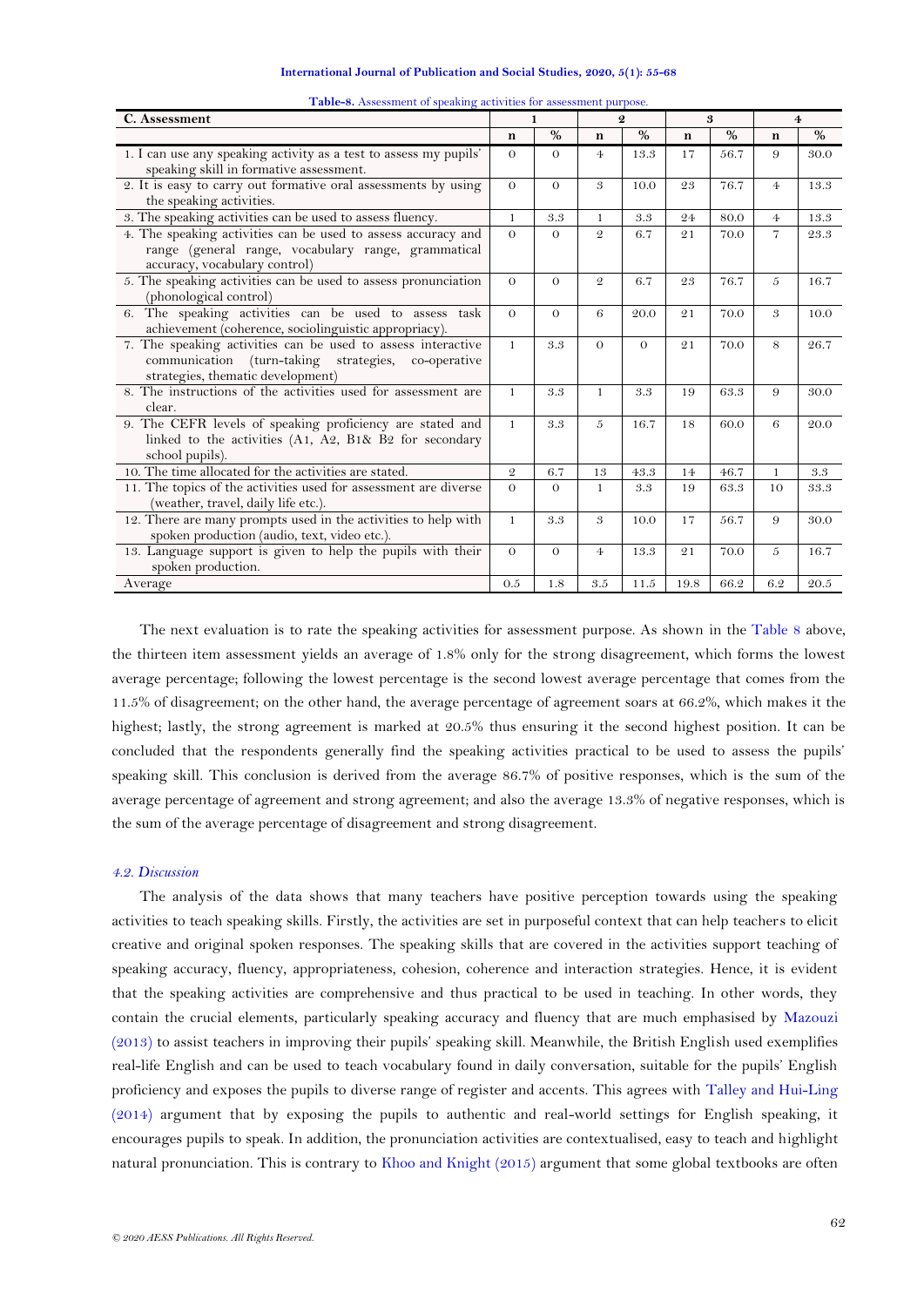**Table-8.** Assessment of speaking activities for assessment purpose.

| C. Assessment | 1 | | 2 | | 3 | | 4 | |
|---|---|---|---|---|---|---|---|---|
| | n | % | n | % | n | % | n | % |
| 1. I can use any speaking activity as a test to assess my pupils' speaking skill in formative assessment. | 0 | 0 | 4 | 13.3 | 17 | 56.7 | 9 | 30.0 |
| 2. It is easy to carry out formative oral assessments by using the speaking activities. | 0 | 0 | 3 | 10.0 | 23 | 76.7 | 4 | 13.3 |
| 3. The speaking activities can be used to assess fluency. | 1 | 3.3 | 1 | 3.3 | 24 | 80.0 | 4 | 13.3 |
| 4. The speaking activities can be used to assess accuracy and range (general range, vocabulary range, grammatical accuracy, vocabulary control) | 0 | 0 | 2 | 6.7 | 21 | 70.0 | 7 | 23.3 |
| 5. The speaking activities can be used to assess pronunciation (phonological control) | 0 | 0 | 2 | 6.7 | 23 | 76.7 | 5 | 16.7 |
| 6. The speaking activities can be used to assess task achievement (coherence, sociolinguistic appropriacy). | 0 | 0 | 6 | 20.0 | 21 | 70.0 | 3 | 10.0 |
| 7. The speaking activities can be used to assess interactive communication (turn-taking strategies, co-operative strategies, thematic development) | 1 | 3.3 | 0 | 0 | 21 | 70.0 | 8 | 26.7 |
| 8. The instructions of the activities used for assessment are clear. | 1 | 3.3 | 1 | 3.3 | 19 | 63.3 | 9 | 30.0 |
| 9. The CEFR levels of speaking proficiency are stated and linked to the activities (A1, A2, B1& B2 for secondary school pupils). | 1 | 3.3 | 5 | 16.7 | 18 | 60.0 | 6 | 20.0 |
| 10. The time allocated for the activities are stated. | 2 | 6.7 | 13 | 43.3 | 14 | 46.7 | 1 | 3.3 |
| 11. The topics of the activities used for assessment are diverse (weather, travel, daily life etc.). | 0 | 0 | 1 | 3.3 | 19 | 63.3 | 10 | 33.3 |
| 12. There are many prompts used in the activities to help with spoken production (audio, text, video etc.). | 1 | 3.3 | 3 | 10.0 | 17 | 56.7 | 9 | 30.0 |
| 13. Language support is given to help the pupils with their spoken production. | 0 | 0 | 4 | 13.3 | 21 | 70.0 | 5 | 16.7 |
| Average | 0.5 | 1.8 | 3.5 | 11.5 | 19.8 | 66.2 | 6.2 | 20.5 |

The next evaluation is to rate the speaking activities for assessment purpose. As shown in the Table 8 above, the thirteen item assessment yields an average of 1.8% only for the strong disagreement, which forms the lowest average percentage; following the lowest percentage is the second lowest average percentage that comes from the 11.5% of disagreement; on the other hand, the average percentage of agreement soars at 66.2%, which makes it the highest; lastly, the strong agreement is marked at 20.5% thus ensuring it the second highest position. It can be concluded that the respondents generally find the speaking activities practical to be used to assess the pupils' speaking skill. This conclusion is derived from the average 86.7% of positive responses, which is the sum of the average percentage of agreement and strong agreement; and also the average 13.3% of negative responses, which is the sum of the average percentage of disagreement and strong disagreement.

### *4.2. Discussion*

The analysis of the data shows that many teachers have positive perception towards using the speaking activities to teach speaking skills. Firstly, the activities are set in purposeful context that can help teachers to elicit creative and original spoken responses. The speaking skills that are covered in the activities support teaching of speaking accuracy, fluency, appropriateness, cohesion, coherence and interaction strategies. Hence, it is evident that the speaking activities are comprehensive and thus practical to be used in teaching. In other words, they contain the crucial elements, particularly speaking accuracy and fluency that are much emphasised by Mazouzi (2013) to assist teachers in improving their pupils' speaking skill. Meanwhile, the British English used exemplifies real-life English and can be used to teach vocabulary found in daily conversation, suitable for the pupils' English proficiency and exposes the pupils to diverse range of register and accents. This agrees with Talley and Hui-Ling (2014) argument that by exposing the pupils to authentic and real-world settings for English speaking, it encourages pupils to speak. In addition, the pronunciation activities are contextualised, easy to teach and highlight natural pronunciation. This is contrary to Khoo and Knight (2015) argument that some global textbooks are often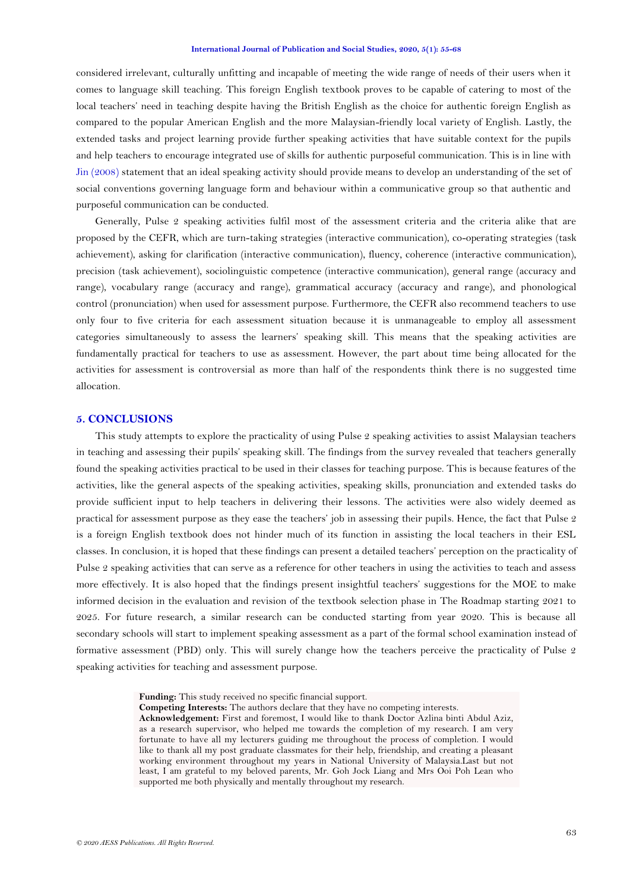considered irrelevant, culturally unfitting and incapable of meeting the wide range of needs of their users when it comes to language skill teaching. This foreign English textbook proves to be capable of catering to most of the local teachers' need in teaching despite having the British English as the choice for authentic foreign English as compared to the popular American English and the more Malaysian-friendly local variety of English. Lastly, the extended tasks and project learning provide further speaking activities that have suitable context for the pupils and help teachers to encourage integrated use of skills for authentic purposeful communication. This is in line with Jin (2008) statement that an ideal speaking activity should provide means to develop an understanding of the set of social conventions governing language form and behaviour within a communicative group so that authentic and purposeful communication can be conducted.

Generally, Pulse 2 speaking activities fulfil most of the assessment criteria and the criteria alike that are proposed by the CEFR, which are turn-taking strategies (interactive communication), co-operating strategies (task achievement), asking for clarification (interactive communication), fluency, coherence (interactive communication), precision (task achievement), sociolinguistic competence (interactive communication), general range (accuracy and range), vocabulary range (accuracy and range), grammatical accuracy (accuracy and range), and phonological control (pronunciation) when used for assessment purpose. Furthermore, the CEFR also recommend teachers to use only four to five criteria for each assessment situation because it is unmanageable to employ all assessment categories simultaneously to assess the learners' speaking skill. This means that the speaking activities are fundamentally practical for teachers to use as assessment. However, the part about time being allocated for the activities for assessment is controversial as more than half of the respondents think there is no suggested time allocation.

## 5. CONCLUSIONS

This study attempts to explore the practicality of using Pulse 2 speaking activities to assist Malaysian teachers in teaching and assessing their pupils' speaking skill. The findings from the survey revealed that teachers generally found the speaking activities practical to be used in their classes for teaching purpose. This is because features of the activities, like the general aspects of the speaking activities, speaking skills, pronunciation and extended tasks do provide sufficient input to help teachers in delivering their lessons. The activities were also widely deemed as practical for assessment purpose as they ease the teachers' job in assessing their pupils. Hence, the fact that Pulse 2 is a foreign English textbook does not hinder much of its function in assisting the local teachers in their ESL classes. In conclusion, it is hoped that these findings can present a detailed teachers' perception on the practicality of Pulse 2 speaking activities that can serve as a reference for other teachers in using the activities to teach and assess more effectively. It is also hoped that the findings present insightful teachers' suggestions for the MOE to make informed decision in the evaluation and revision of the textbook selection phase in The Roadmap starting 2021 to 2025. For future research, a similar research can be conducted starting from year 2020. This is because all secondary schools will start to implement speaking assessment as a part of the formal school examination instead of formative assessment (PBD) only. This will surely change how the teachers perceive the practicality of Pulse 2 speaking activities for teaching and assessment purpose.

**Funding:** This study received no specific financial support.
**Competing Interests:** The authors declare that they have no competing interests.
**Acknowledgement:** First and foremost, I would like to thank Doctor Azlina binti Abdul Aziz, as a research supervisor, who helped me towards the completion of my research. I am very fortunate to have all my lecturers guiding me throughout the process of completion. I would like to thank all my post graduate classmates for their help, friendship, and creating a pleasant working environment throughout my years in National University of Malaysia.Last but not least, I am grateful to my beloved parents, Mr. Goh Jock Liang and Mrs Ooi Poh Lean who supported me both physically and mentally throughout my research.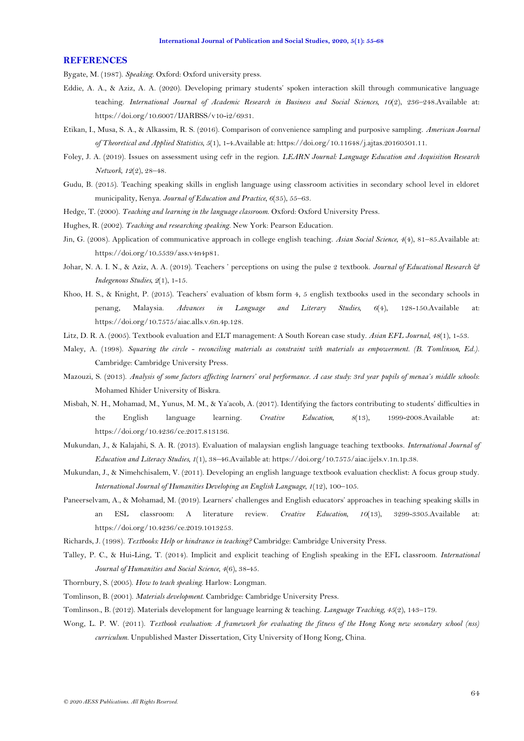## REFERENCES

Bygate, M. (1987). *Speaking*. Oxford: Oxford university press.

Eddie, A. A., & Aziz, A. A. (2020). Developing primary students' spoken interaction skill through communicative language teaching. *International Journal of Academic Research in Business and Social Sciences, 10*(2), 236–248.Available at: https://doi.org/10.6007/IJARBSS/v10-i2/6931.

Etikan, I., Musa, S. A., & Alkassim, R. S. (2016). Comparison of convenience sampling and purposive sampling. *American Journal of Theoretical and Applied Statistics, 5*(1), 1-4.Available at: https://doi.org/10.11648/j.ajtas.20160501.11.

Foley, J. A. (2019). Issues on assessment using cefr in the region. *LEARN Journal: Language Education and Acquisition Research Network, 12*(2), 28–48.

Gudu, B. (2015). Teaching speaking skills in english language using classroom activities in secondary school level in eldoret municipality, Kenya. *Journal of Education and Practice, 6*(35), 55–63.

Hedge, T. (2000). *Teaching and learning in the language classroom*. Oxford: Oxford University Press.

Hughes, R. (2002). *Teaching and researching speaking*. New York: Pearson Education.

Jin, G. (2008). Application of communicative approach in college english teaching. *Asian Social Science, 4*(4), 81–85.Available at: https://doi.org/10.5539/ass.v4n4p81.

Johar, N. A. I. N., & Aziz, A. A. (2019). Teachers ' perceptions on using the pulse 2 textbook. *Journal of Educational Research & Indegenous Studies, 2*(1), 1-15.

Khoo, H. S., & Knight, P. (2015). Teachers' evaluation of kbsm form 4, 5 english textbooks used in the secondary schools in penang, Malaysia. *Advances in Language and Literary Studies, 6*(4), 128-150.Available at: https://doi.org/10.7575/aiac.alls.v.6n.4p.128.

Litz, D. R. A. (2005). Textbook evaluation and ELT management: A South Korean case study. *Asian EFL Journal, 48*(1), 1-53.

Maley, A. (1998). *Squaring the circle - reconciling materials as constraint with materials as empowerment. (B. Tomlinson, Ed.)*. Cambridge: Cambridge University Press.

Mazouzi, S. (2013). *Analysis of some factors affecting learners' oral performance. A case study: 3rd year pupils of menaa's middle schools*: Mohamed Khider University of Biskra.

Misbah, N. H., Mohamad, M., Yunus, M. M., & Ya'acob, A. (2017). Identifying the factors contributing to students' difficulties in the English language learning. *Creative Education, 8*(13), 1999-2008.Available at: https://doi.org/10.4236/ce.2017.813136.

Mukundan, J., & Kalajahi, S. A. R. (2013). Evaluation of malaysian english language teaching textbooks. *International Journal of Education and Literacy Studies, 1*(1), 38–46.Available at: https://doi.org/10.7575/aiac.ijels.v.1n.1p.38.

Mukundan, J., & Nimehchisalem, V. (2011). Developing an english language textbook evaluation checklist: A focus group study. *International Journal of Humanities Developing an English Language, 1*(12), 100–105.

Paneerselvam, A., & Mohamad, M. (2019). Learners' challenges and English educators' approaches in teaching speaking skills in an ESL classroom: A literature review. *Creative Education, 10*(13), 3299-3305.Available at: https://doi.org/10.4236/ce.2019.1013253.

Richards, J. (1998). *Textbooks: Help or hindrance in teaching?* Cambridge: Cambridge University Press.

Talley, P. C., & Hui-Ling, T. (2014). Implicit and explicit teaching of English speaking in the EFL classroom. *International Journal of Humanities and Social Science, 4*(6), 38-45.

Thornbury, S. (2005). *How to teach speaking*. Harlow: Longman.

Tomlinson, B. (2001). *Materials development*. Cambridge: Cambridge University Press.

Tomlinson., B. (2012). Materials development for language learning & teaching. *Language Teaching, 45*(2), 143–179.

Wong, L. P. W. (2011). *Textbook evaluation: A framework for evaluating the fitness of the Hong Kong new secondary school (nss) curriculum*. Unpublished Master Dissertation, City University of Hong Kong, China.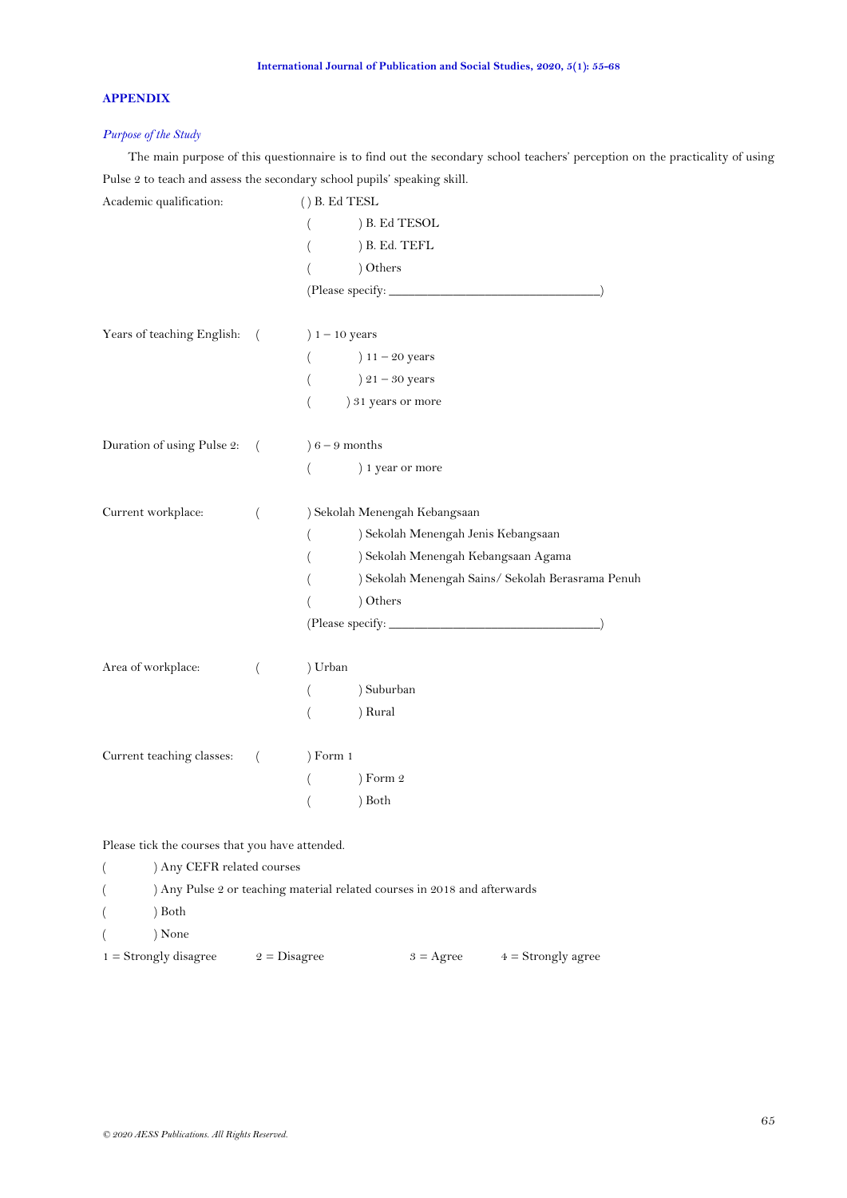## APPENDIX

*Purpose of the Study*

The main purpose of this questionnaire is to find out the secondary school teachers' perception on the practicality of using Pulse 2 to teach and assess the secondary school pupils' speaking skill.

Academic qualification:
( ) B. Ed TESL
( ) B. Ed TESOL
( ) B. Ed. TEFL
( ) Others
(Please specify: ________________________________)

Years of teaching English:
( ) 1 – 10 years
( ) 11 – 20 years
( ) 21 – 30 years
( ) 31 years or more

Duration of using Pulse 2:
( ) 6 – 9 months
( ) 1 year or more

Current workplace:
( ) Sekolah Menengah Kebangsaan
( ) Sekolah Menengah Jenis Kebangsaan
( ) Sekolah Menengah Kebangsaan Agama
( ) Sekolah Menengah Sains/ Sekolah Berasrama Penuh
( ) Others
(Please specify: ________________________________)

Area of workplace:
( ) Urban
( ) Suburban
( ) Rural

Current teaching classes:
( ) Form 1
( ) Form 2
( ) Both

Please tick the courses that you have attended.

( ) Any CEFR related courses
( ) Any Pulse 2 or teaching material related courses in 2018 and afterwards
( ) Both
( ) None

1 = Strongly disagree     2 = Disagree     3 = Agree     4 = Strongly agree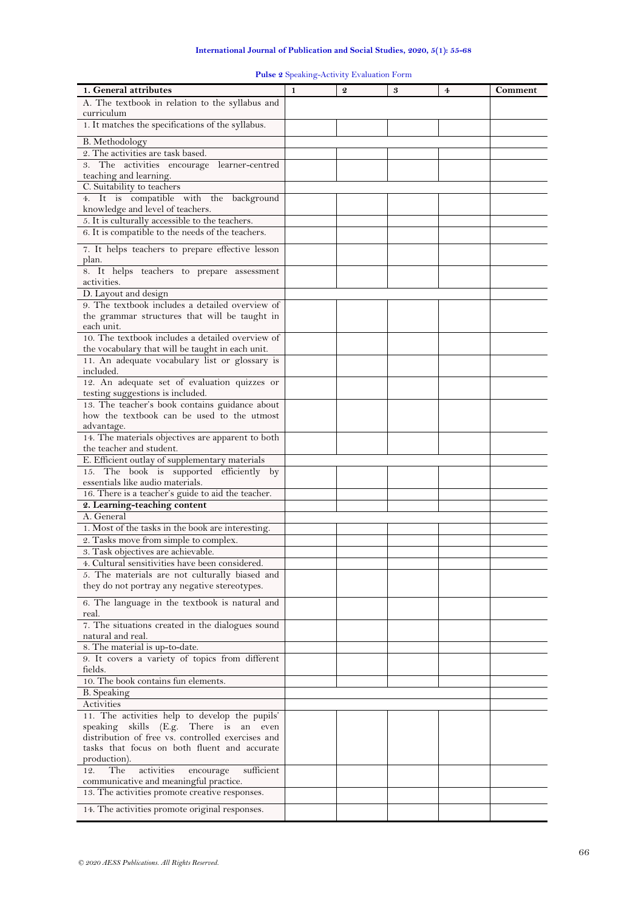**Pulse 2** Speaking-Activity Evaluation Form

| 1. General attributes | 1 | 2 | 3 | 4 | Comment |
|---|---|---|---|---|---|
| A. The textbook in relation to the syllabus and curriculum | | | | | |
| 1. It matches the specifications of the syllabus. | | | | | |
| B. Methodology | | | | | |
| 2. The activities are task based. | | | | | |
| 3. The activities encourage learner-centred teaching and learning. | | | | | |
| C. Suitability to teachers | | | | | |
| 4. It is compatible with the background knowledge and level of teachers. | | | | | |
| 5. It is culturally accessible to the teachers. | | | | | |
| 6. It is compatible to the needs of the teachers. | | | | | |
| 7. It helps teachers to prepare effective lesson plan. | | | | | |
| 8. It helps teachers to prepare assessment activities. | | | | | |
| D. Layout and design | | | | | |
| 9. The textbook includes a detailed overview of the grammar structures that will be taught in each unit. | | | | | |
| 10. The textbook includes a detailed overview of the vocabulary that will be taught in each unit. | | | | | |
| 11. An adequate vocabulary list or glossary is included. | | | | | |
| 12. An adequate set of evaluation quizzes or testing suggestions is included. | | | | | |
| 13. The teacher's book contains guidance about how the textbook can be used to the utmost advantage. | | | | | |
| 14. The materials objectives are apparent to both the teacher and student. | | | | | |
| E. Efficient outlay of supplementary materials | | | | | |
| 15. The book is supported efficiently by essentials like audio materials. | | | | | |
| 16. There is a teacher's guide to aid the teacher. | | | | | |
| **2. Learning-teaching content** | | | | | |
| A. General | | | | | |
| 1. Most of the tasks in the book are interesting. | | | | | |
| 2. Tasks move from simple to complex. | | | | | |
| 3. Task objectives are achievable. | | | | | |
| 4. Cultural sensitivities have been considered. | | | | | |
| 5. The materials are not culturally biased and they do not portray any negative stereotypes. | | | | | |
| 6. The language in the textbook is natural and real. | | | | | |
| 7. The situations created in the dialogues sound natural and real. | | | | | |
| 8. The material is up-to-date. | | | | | |
| 9. It covers a variety of topics from different fields. | | | | | |
| 10. The book contains fun elements. | | | | | |
| B. Speaking | | | | | |
| Activities | | | | | |
| 11. The activities help to develop the pupils' speaking skills (E.g. There is an even distribution of free vs. controlled exercises and tasks that focus on both fluent and accurate production). | | | | | |
| 12. The activities encourage sufficient communicative and meaningful practice. | | | | | |
| 13. The activities promote creative responses. | | | | | |
| 14. The activities promote original responses. | | | | | |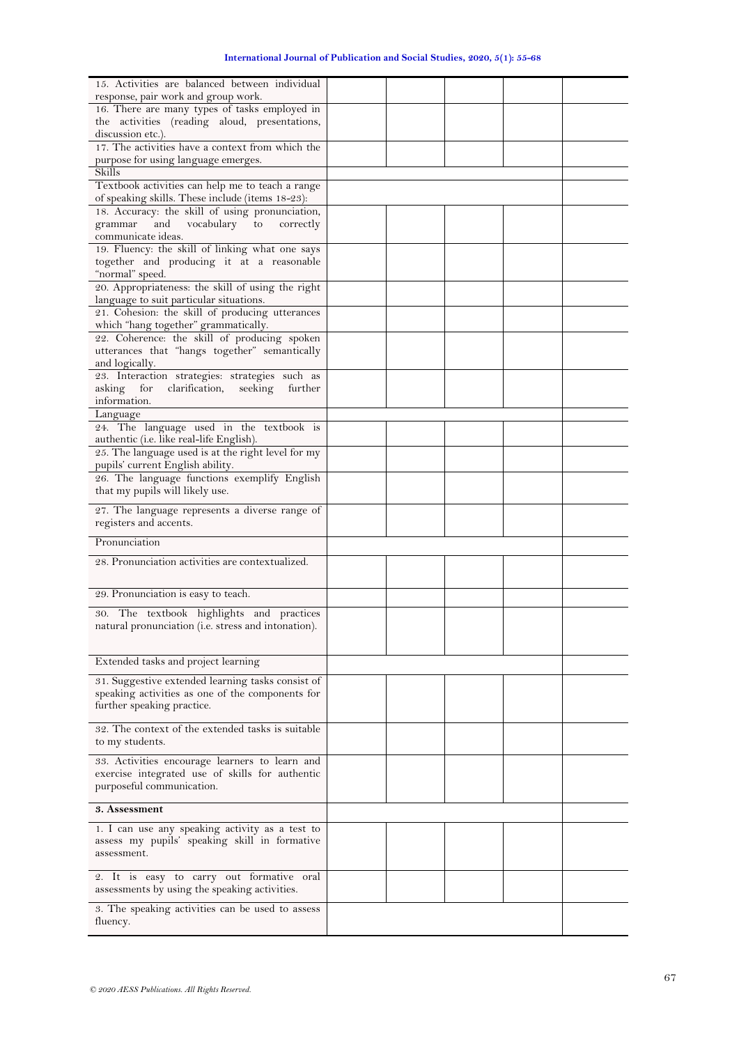| | | | | | |
|---|---|---|---|---|---|
| 15. Activities are balanced between individual response, pair work and group work. | | | | | |
| 16. There are many types of tasks employed in the activities (reading aloud, presentations, discussion etc.). | | | | | |
| 17. The activities have a context from which the purpose for using language emerges. | | | | | |
| Skills | | | | | |
| Textbook activities can help me to teach a range of speaking skills. These include (items 18-23): | | | | | |
| 18. Accuracy: the skill of using pronunciation, grammar and vocabulary to correctly communicate ideas. | | | | | |
| 19. Fluency: the skill of linking what one says together and producing it at a reasonable "normal" speed. | | | | | |
| 20. Appropriateness: the skill of using the right language to suit particular situations. | | | | | |
| 21. Cohesion: the skill of producing utterances which "hang together" grammatically. | | | | | |
| 22. Coherence: the skill of producing spoken utterances that "hangs together" semantically and logically. | | | | | |
| 23. Interaction strategies: strategies such as asking for clarification, seeking further information. | | | | | |
| Language | | | | | |
| 24. The language used in the textbook is authentic (i.e. like real-life English). | | | | | |
| 25. The language used is at the right level for my pupils' current English ability. | | | | | |
| 26. The language functions exemplify English that my pupils will likely use. | | | | | |
| 27. The language represents a diverse range of registers and accents. | | | | | |
| Pronunciation | | | | | |
| 28. Pronunciation activities are contextualized. | | | | | |
| 29. Pronunciation is easy to teach. | | | | | |
| 30. The textbook highlights and practices natural pronunciation (i.e. stress and intonation). | | | | | |
| Extended tasks and project learning | | | | | |
| 31. Suggestive extended learning tasks consist of speaking activities as one of the components for further speaking practice. | | | | | |
| 32. The context of the extended tasks is suitable to my students. | | | | | |
| 33. Activities encourage learners to learn and exercise integrated use of skills for authentic purposeful communication. | | | | | |
| **3. Assessment** | | | | | |
| 1. I can use any speaking activity as a test to assess my pupils' speaking skill in formative assessment. | | | | | |
| 2. It is easy to carry out formative oral assessments by using the speaking activities. | | | | | |
| 3. The speaking activities can be used to assess fluency. | | | | | |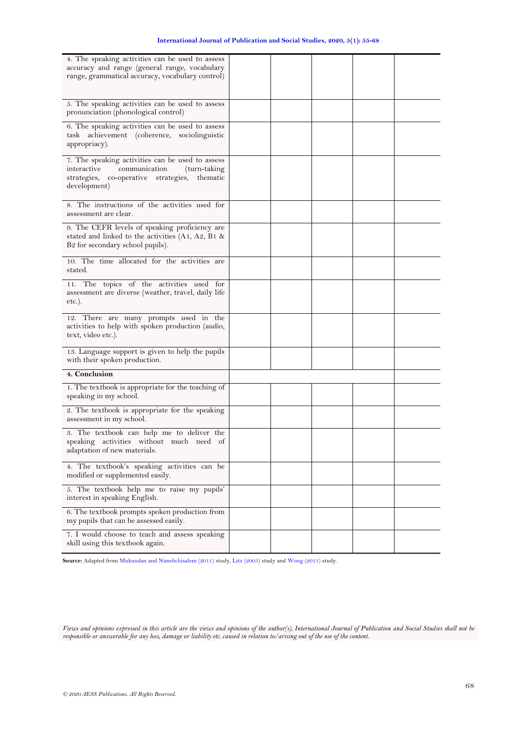| | | | | | |
|---|---|---|---|---|---|
| 4. The speaking activities can be used to assess accuracy and range (general range, vocabulary range, grammatical accuracy, vocabulary control) | | | | | |
| 5. The speaking activities can be used to assess pronunciation (phonological control) | | | | | |
| 6. The speaking activities can be used to assess task achievement (coherence, sociolinguistic appropriacy). | | | | | |
| 7. The speaking activities can be used to assess interactive communication (turn-taking strategies, co-operative strategies, thematic development) | | | | | |
| 8. The instructions of the activities used for assessment are clear. | | | | | |
| 9. The CEFR levels of speaking proficiency are stated and linked to the activities (A1, A2, B1 & B2 for secondary school pupils). | | | | | |
| 10. The time allocated for the activities are stated. | | | | | |
| 11. The topics of the activities used for assessment are diverse (weather, travel, daily life etc.). | | | | | |
| 12. There are many prompts used in the activities to help with spoken production (audio, text, video etc.). | | | | | |
| 13. Language support is given to help the pupils with their spoken production. | | | | | |
| **4. Conclusion** | | | | | |
| 1. The textbook is appropriate for the teaching of speaking in my school. | | | | | |
| 2. The textbook is appropriate for the speaking assessment in my school. | | | | | |
| 3. The textbook can help me to deliver the speaking activities without much need of adaptation of new materials. | | | | | |
| 4. The textbook's speaking activities can be modified or supplemented easily. | | | | | |
| 5. The textbook help me to raise my pupils' interest in speaking English. | | | | | |
| 6. The textbook prompts spoken production from my pupils that can be assessed easily. | | | | | |
| 7. I would choose to teach and assess speaking skill using this textbook again. | | | | | |

**Source:** Adapted from Mukundan and Nimehchisalem (2011) study, Litz (2005) study and Wong (2011) study.

*Views and opinions expressed in this article are the views and opinions of the author(s), International Journal of Publication and Social Studies shall not be responsible or answerable for any loss, damage or liability etc. caused in relation to/arising out of the use of the content.*